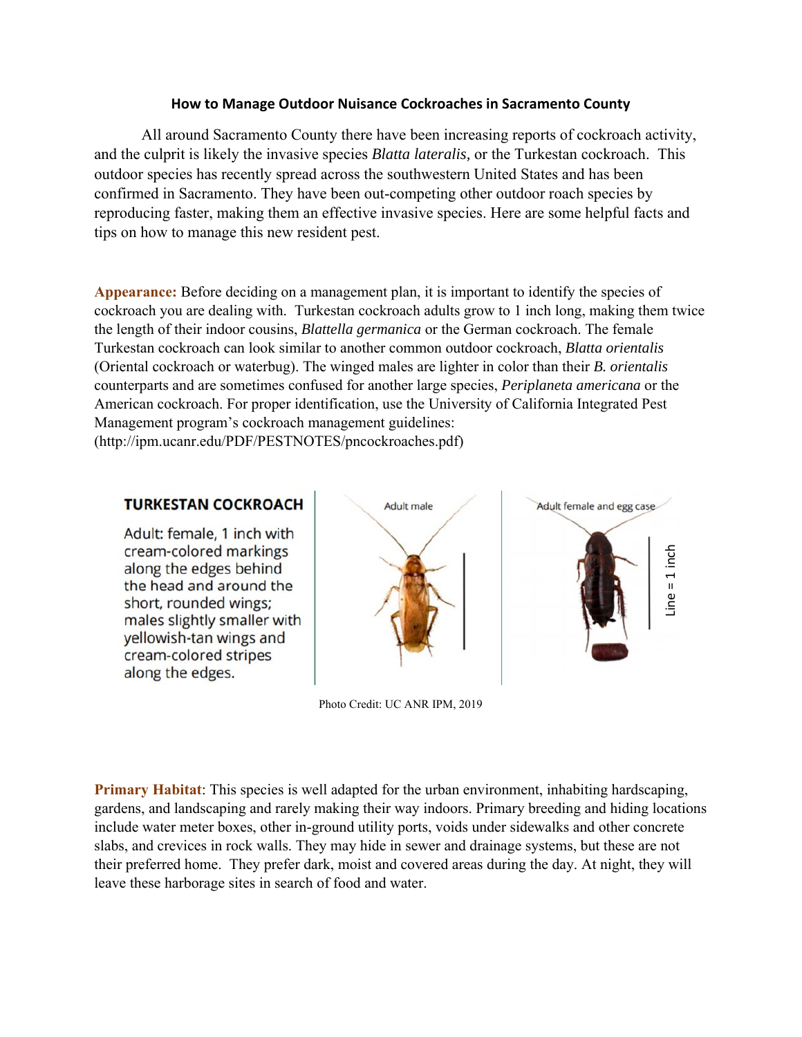## How to Manage Outdoor Nuisance Cockroaches in Sacramento County

All around Sacramento County there have been increasing reports of cockroach activity, and the culprit is likely the invasive species *Blatta lateralis,* or the Turkestan cockroach. This outdoor species has recently spread across the southwestern United States and has been confirmed in Sacramento. They have been out-competing other outdoor roach species by reproducing faster, making them an effective invasive species. Here are some helpful facts and tips on how to manage this new resident pest.

**Appearance:** Before deciding on a management plan, it is important to identify the species of cockroach you are dealing with. Turkestan cockroach adults grow to 1 inch long, making them twice the length of their indoor cousins, *Blattella germanica* or the German cockroach. The female Turkestan cockroach can look similar to another common outdoor cockroach, *Blatta orientalis* (Oriental cockroach or waterbug). The winged males are lighter in color than their *B. orientalis* counterparts and are sometimes confused for another large species, *Periplaneta americana* or the American cockroach. For proper identification, use the University of California Integrated Pest Management program's cockroach management guidelines: (http://ipm.ucanr.edu/PDF/PESTNOTES/pncockroaches.pdf)

**TURKESTAN COCKROACH**

Adult: female, 1 inch with cream-colored markings along the edges behind the head and around the short, rounded wings; males slightly smaller with yellowish-tan wings and cream-colored stripes along the edges.

Adult male

Adult female and egg case

Line = 1 inch

Photo Credit: UC ANR IPM, 2019

**Primary Habitat**: This species is well adapted for the urban environment, inhabiting hardscaping, gardens, and landscaping and rarely making their way indoors. Primary breeding and hiding locations include water meter boxes, other in-ground utility ports, voids under sidewalks and other concrete slabs, and crevices in rock walls. They may hide in sewer and drainage systems, but these are not their preferred home. They prefer dark, moist and covered areas during the day. At night, they will leave these harborage sites in search of food and water.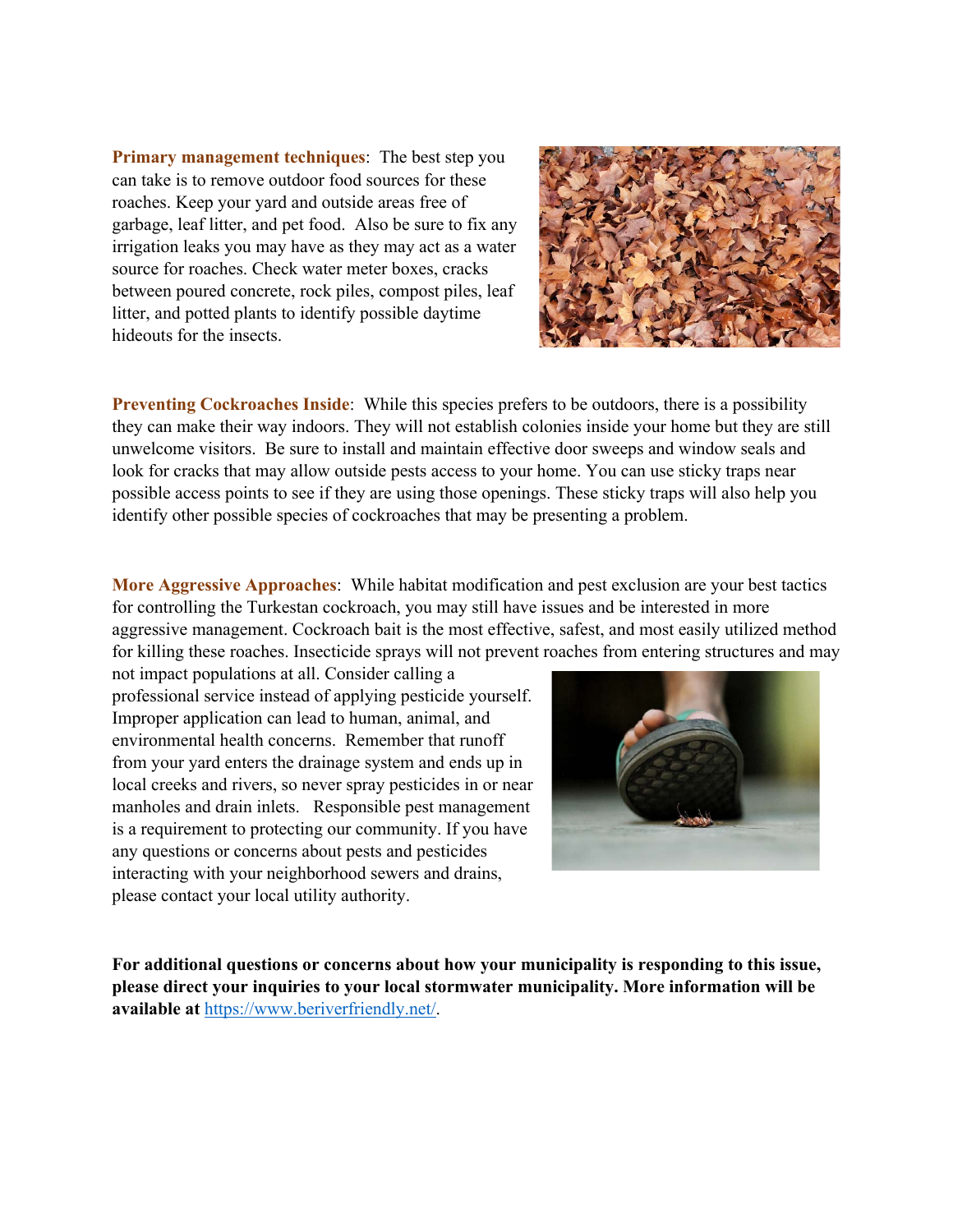**Primary management techniques**: The best step you can take is to remove outdoor food sources for these roaches. Keep your yard and outside areas free of garbage, leaf litter, and pet food. Also be sure to fix any irrigation leaks you may have as they may act as a water source for roaches. Check water meter boxes, cracks between poured concrete, rock piles, compost piles, leaf litter, and potted plants to identify possible daytime hideouts for the insects.

**Preventing Cockroaches Inside**: While this species prefers to be outdoors, there is a possibility they can make their way indoors. They will not establish colonies inside your home but they are still unwelcome visitors. Be sure to install and maintain effective door sweeps and window seals and look for cracks that may allow outside pests access to your home. You can use sticky traps near possible access points to see if they are using those openings. These sticky traps will also help you identify other possible species of cockroaches that may be presenting a problem.

**More Aggressive Approaches**: While habitat modification and pest exclusion are your best tactics for controlling the Turkestan cockroach, you may still have issues and be interested in more aggressive management. Cockroach bait is the most effective, safest, and most easily utilized method for killing these roaches. Insecticide sprays will not prevent roaches from entering structures and may not impact populations at all. Consider calling a professional service instead of applying pesticide yourself. Improper application can lead to human, animal, and environmental health concerns. Remember that runoff from your yard enters the drainage system and ends up in local creeks and rivers, so never spray pesticides in or near manholes and drain inlets. Responsible pest management is a requirement to protecting our community. If you have any questions or concerns about pests and pesticides interacting with your neighborhood sewers and drains, please contact your local utility authority.

**For additional questions or concerns about how your municipality is responding to this issue, please direct your inquiries to your local stormwater municipality. More information will be available at** [https://www.beriverfriendly.net/](https://www.beriverfriendly.net/).